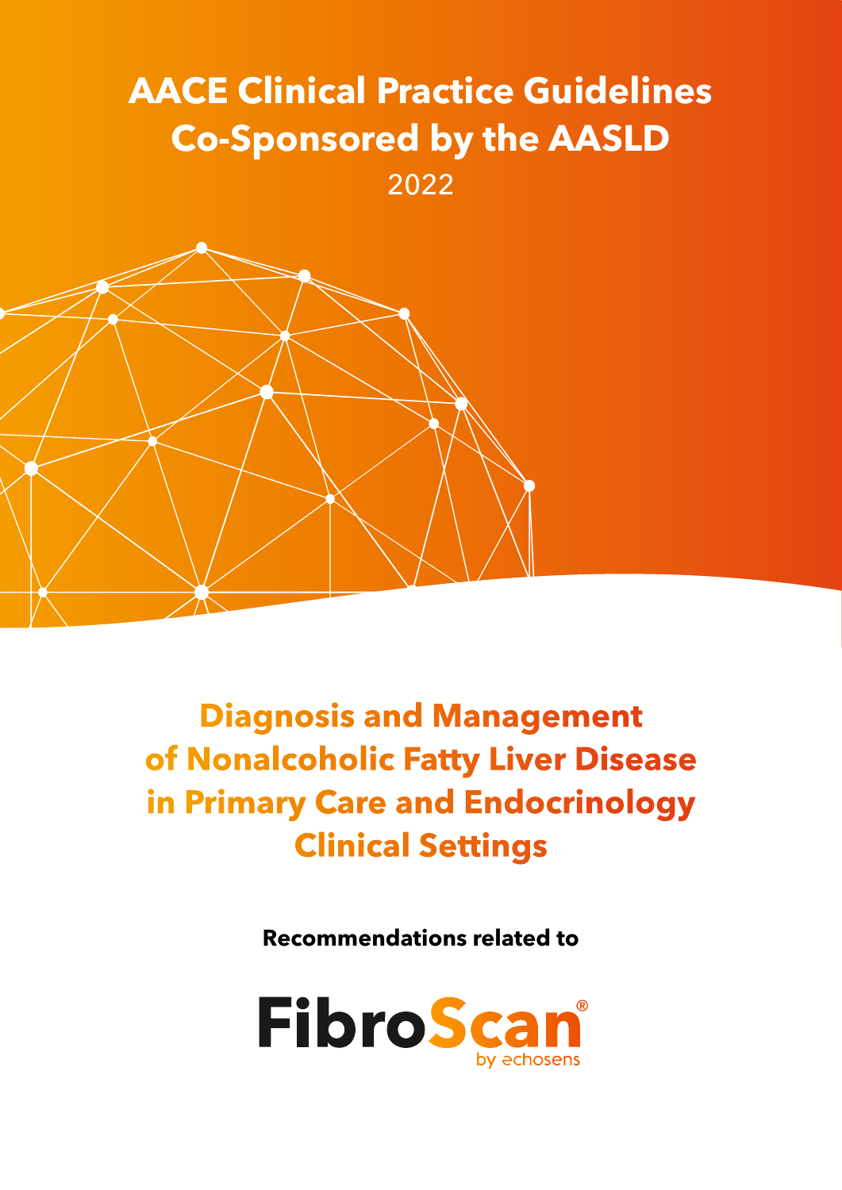# AACE Clinical Practice Guidelines Co-Sponsored by the AASLD

2022

## Diagnosis and Management of Nonalcoholic Fatty Liver Disease in Primary Care and Endocrinology Clinical Settings

**Recommendations related to**

FibroScan®

by echosens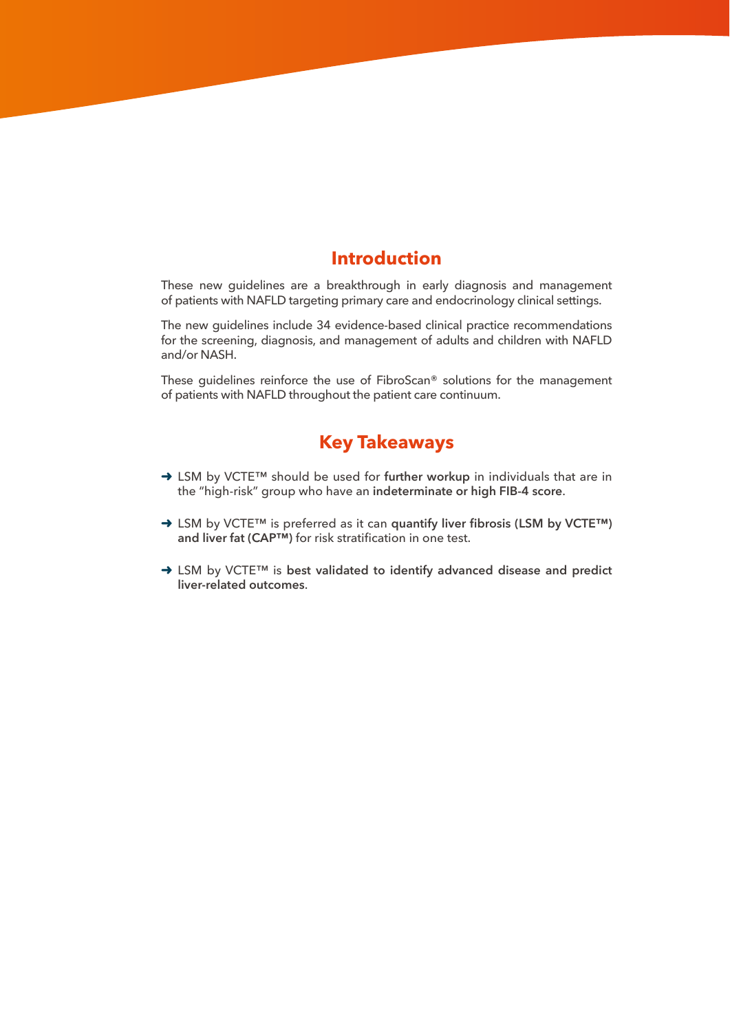## Introduction

These new guidelines are a breakthrough in early diagnosis and management of patients with NAFLD targeting primary care and endocrinology clinical settings.

The new guidelines include 34 evidence-based clinical practice recommendations for the screening, diagnosis, and management of adults and children with NAFLD and/or NASH.

These guidelines reinforce the use of FibroScan® solutions for the management of patients with NAFLD throughout the patient care continuum.

## Key Takeaways

- ➜ LSM by VCTE™ should be used for **further workup** in individuals that are in the "high-risk" group who have an **indeterminate or high FIB-4 score**.
- ➜ LSM by VCTE™ is preferred as it can **quantify liver fibrosis (LSM by VCTE™) and liver fat (CAP™)** for risk stratification in one test.
- ➜ LSM by VCTE™ is **best validated to identify advanced disease and predict liver-related outcomes**.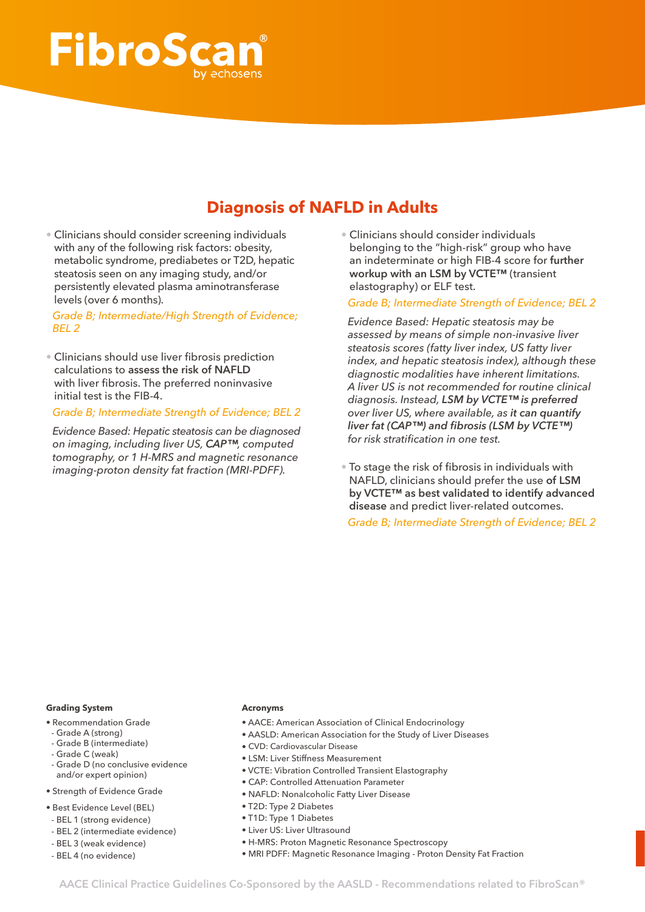# Diagnosis of NAFLD in Adults

- Clinicians should consider screening individuals with any of the following risk factors: obesity, metabolic syndrome, prediabetes or T2D, hepatic steatosis seen on any imaging study, and/or persistently elevated plasma aminotransferase levels (over 6 months).

  *Grade B; Intermediate/High Strength of Evidence; BEL 2*

- Clinicians should use liver fibrosis prediction calculations to **assess the risk of NAFLD** with liver fibrosis. The preferred noninvasive initial test is the FIB-4.

  *Grade B; Intermediate Strength of Evidence; BEL 2*

  *Evidence Based: Hepatic steatosis can be diagnosed on imaging, including liver US,* ***CAP™****, computed tomography, or 1 H-MRS and magnetic resonance imaging-proton density fat fraction (MRI-PDFF).*

- Clinicians should consider individuals belonging to the "high-risk" group who have an indeterminate or high FIB-4 score for **further workup with an LSM by VCTE™** (transient elastography) or ELF test.

  *Grade B; Intermediate Strength of Evidence; BEL 2*

  *Evidence Based: Hepatic steatosis may be assessed by means of simple non-invasive liver steatosis scores (fatty liver index, US fatty liver index, and hepatic steatosis index), although these diagnostic modalities have inherent limitations. A liver US is not recommended for routine clinical diagnosis. Instead,* ***LSM by VCTE™ is preferred*** *over liver US, where available, as* ***it can quantify liver fat (CAP™) and fibrosis (LSM by VCTE™)*** *for risk stratification in one test.*

- To stage the risk of fibrosis in individuals with NAFLD, clinicians should prefer the use **of LSM by VCTE™ as best validated to identify advanced disease** and predict liver-related outcomes.

  *Grade B; Intermediate Strength of Evidence; BEL 2*

**Grading System**

- Recommendation Grade
  - Grade A (strong)
  - Grade B (intermediate)
  - Grade C (weak)
  - Grade D (no conclusive evidence and/or expert opinion)
- Strength of Evidence Grade
- Best Evidence Level (BEL)
  - BEL 1 (strong evidence)
  - BEL 2 (intermediate evidence)
  - BEL 3 (weak evidence)
  - BEL 4 (no evidence)

**Acronyms**

- AACE: American Association of Clinical Endocrinology
- AASLD: American Association for the Study of Liver Diseases
- CVD: Cardiovascular Disease
- LSM: Liver Stiffness Measurement
- VCTE: Vibration Controlled Transient Elastography
- CAP: Controlled Attenuation Parameter
- NAFLD: Nonalcoholic Fatty Liver Disease
- T2D: Type 2 Diabetes
- T1D: Type 1 Diabetes
- Liver US: Liver Ultrasound
- H-MRS: Proton Magnetic Resonance Spectroscopy
- MRI PDFF: Magnetic Resonance Imaging - Proton Density Fat Fraction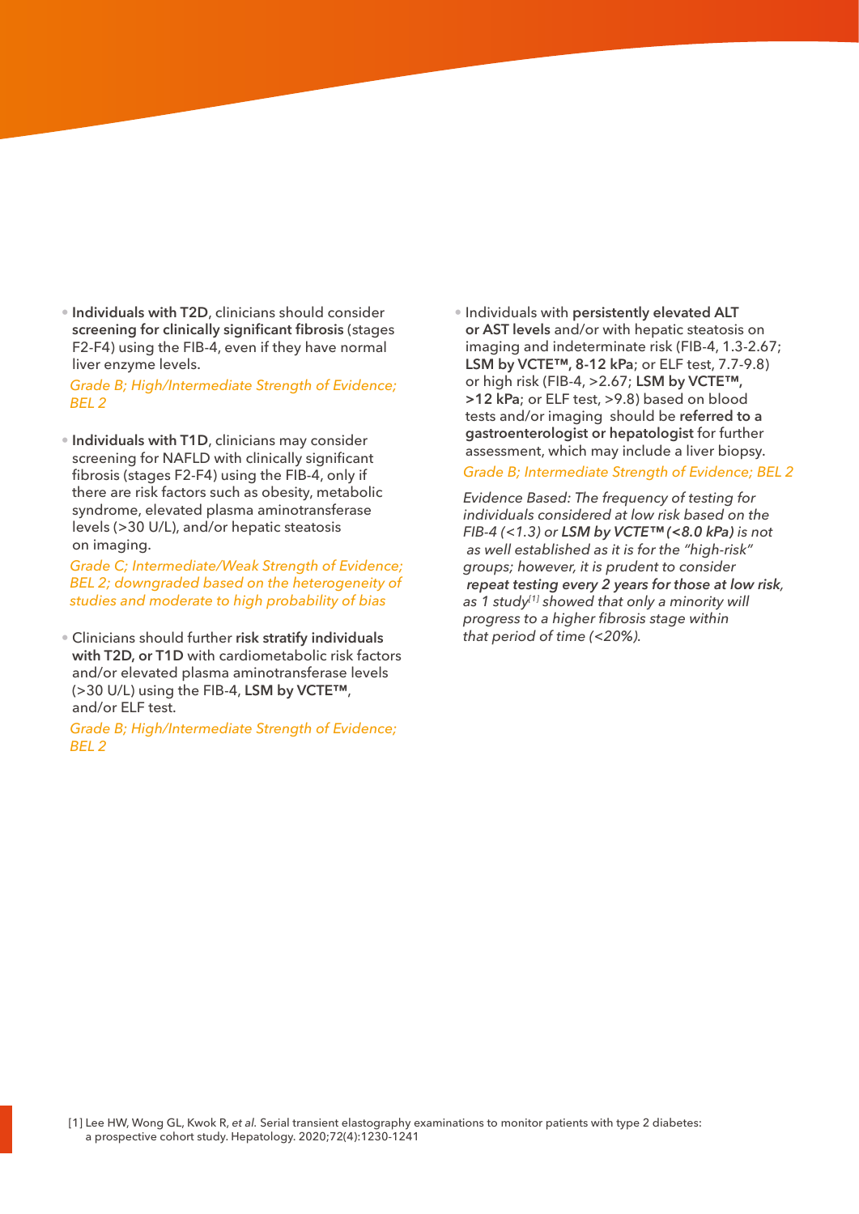- **Individuals with T2D**, clinicians should consider **screening for clinically significant fibrosis** (stages F2-F4) using the FIB-4, even if they have normal liver enzyme levels.

  *Grade B; High/Intermediate Strength of Evidence; BEL 2*

- **Individuals with T1D**, clinicians may consider screening for NAFLD with clinically significant fibrosis (stages F2-F4) using the FIB-4, only if there are risk factors such as obesity, metabolic syndrome, elevated plasma aminotransferase levels (>30 U/L), and/or hepatic steatosis on imaging.

  *Grade C; Intermediate/Weak Strength of Evidence; BEL 2; downgraded based on the heterogeneity of studies and moderate to high probability of bias*

- Clinicians should further **risk stratify individuals with T2D, or T1D** with cardiometabolic risk factors and/or elevated plasma aminotransferase levels (>30 U/L) using the FIB-4, **LSM by VCTE™**, and/or ELF test.

  *Grade B; High/Intermediate Strength of Evidence; BEL 2*

- Individuals with **persistently elevated ALT or AST levels** and/or with hepatic steatosis on imaging and indeterminate risk (FIB-4, 1.3-2.67; **LSM by VCTE™, 8-12 kPa**; or ELF test, 7.7-9.8) or high risk (FIB-4, >2.67; **LSM by VCTE™, >12 kPa**; or ELF test, >9.8) based on blood tests and/or imaging should be **referred to a gastroenterologist or hepatologist** for further assessment, which may include a liver biopsy.

  *Grade B; Intermediate Strength of Evidence; BEL 2*

  *Evidence Based: The frequency of testing for individuals considered at low risk based on the FIB-4 (<1.3) or **LSM by VCTE™ (<8.0 kPa)** is not as well established as it is for the "high-risk" groups; however, it is prudent to consider **repeat testing every 2 years for those at low risk**, as 1 study[1] showed that only a minority will progress to a higher fibrosis stage within that period of time (<20%).*

[1] Lee HW, Wong GL, Kwok R, *et al.* Serial transient elastography examinations to monitor patients with type 2 diabetes: a prospective cohort study. Hepatology. 2020;72(4):1230-1241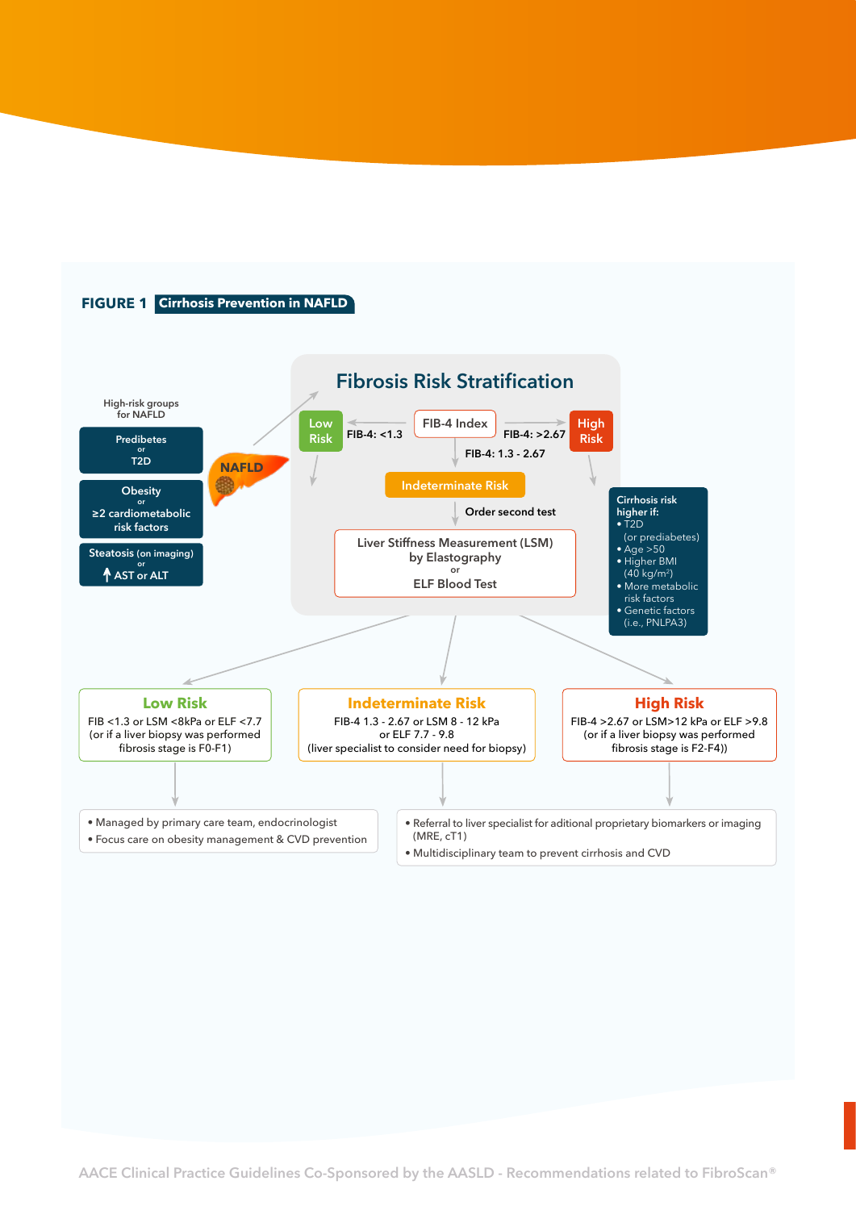**FIGURE 1** **Cirrhosis Prevention in NAFLD**

High-risk groups for NAFLD

- Prediabetes or T2D
- Obesity or ≥2 cardiometabolic risk factors
- Steatosis (on imaging) or ↑ AST or ALT

NAFLD

## Fibrosis Risk Stratification

FIB-4 Index

- FIB-4: <1.3 → Low Risk
- FIB-4: >2.67 → High Risk
- FIB-4: 1.3 - 2.67 → Indeterminate Risk

Indeterminate Risk → Order second test:

Liver Stiffness Measurement (LSM) by Elastography or ELF Blood Test

Cirrhosis risk higher if:

- T2D (or prediabetes)
- Age >50
- Higher BMI (40 kg/m²)
- More metabolic risk factors
- Genetic factors (i.e., PNLPA3)

**Low Risk**
FIB <1.3 or LSM <8kPa or ELF <7.7 (or if a liver biopsy was performed fibrosis stage is F0-F1)

**Indeterminate Risk**
FIB-4 1.3 - 2.67 or LSM 8 - 12 kPa or ELF 7.7 - 9.8 (liver specialist to consider need for biopsy)

**High Risk**
FIB-4 >2.67 or LSM>12 kPa or ELF >9.8 (or if a liver biopsy was performed fibrosis stage is F2-F4))

Low Risk:

- Managed by primary care team, endocrinologist
- Focus care on obesity management & CVD prevention

Indeterminate Risk and High Risk:

- Referral to liver specialist for aditional proprietary biomarkers or imaging (MRE, cT1)
- Multidisciplinary team to prevent cirrhosis and CVD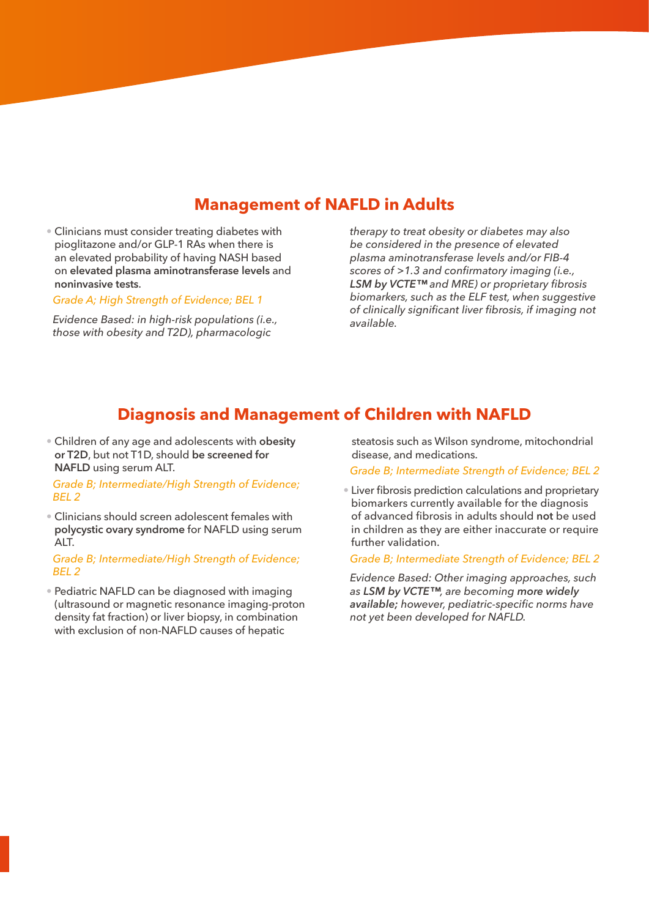## Management of NAFLD in Adults

- Clinicians must consider treating diabetes with pioglitazone and/or GLP-1 RAs when there is an elevated probability of having NASH based on **elevated plasma aminotransferase levels** and **noninvasive tests**.

  *Grade A; High Strength of Evidence; BEL 1*

  *Evidence Based: in high-risk populations (i.e., those with obesity and T2D), pharmacologic therapy to treat obesity or diabetes may also be considered in the presence of elevated plasma aminotransferase levels and/or FIB-4 scores of >1.3 and confirmatory imaging (i.e.,* ***LSM by VCTE™*** *and MRE) or proprietary fibrosis biomarkers, such as the ELF test, when suggestive of clinically significant liver fibrosis, if imaging not available.*

## Diagnosis and Management of Children with NAFLD

- Children of any age and adolescents with **obesity or T2D**, but not T1D, should **be screened for NAFLD** using serum ALT.

  *Grade B; Intermediate/High Strength of Evidence; BEL 2*

- Clinicians should screen adolescent females with **polycystic ovary syndrome** for NAFLD using serum ALT.

  *Grade B; Intermediate/High Strength of Evidence; BEL 2*

- Pediatric NAFLD can be diagnosed with imaging (ultrasound or magnetic resonance imaging-proton density fat fraction) or liver biopsy, in combination with exclusion of non-NAFLD causes of hepatic steatosis such as Wilson syndrome, mitochondrial disease, and medications.

  *Grade B; Intermediate Strength of Evidence; BEL 2*

- Liver fibrosis prediction calculations and proprietary biomarkers currently available for the diagnosis of advanced fibrosis in adults should **not** be used in children as they are either inaccurate or require further validation.

  *Grade B; Intermediate Strength of Evidence; BEL 2*

  *Evidence Based: Other imaging approaches, such as* ***LSM by VCTE™****, are becoming* ***more widely available;*** *however, pediatric-specific norms have not yet been developed for NAFLD.*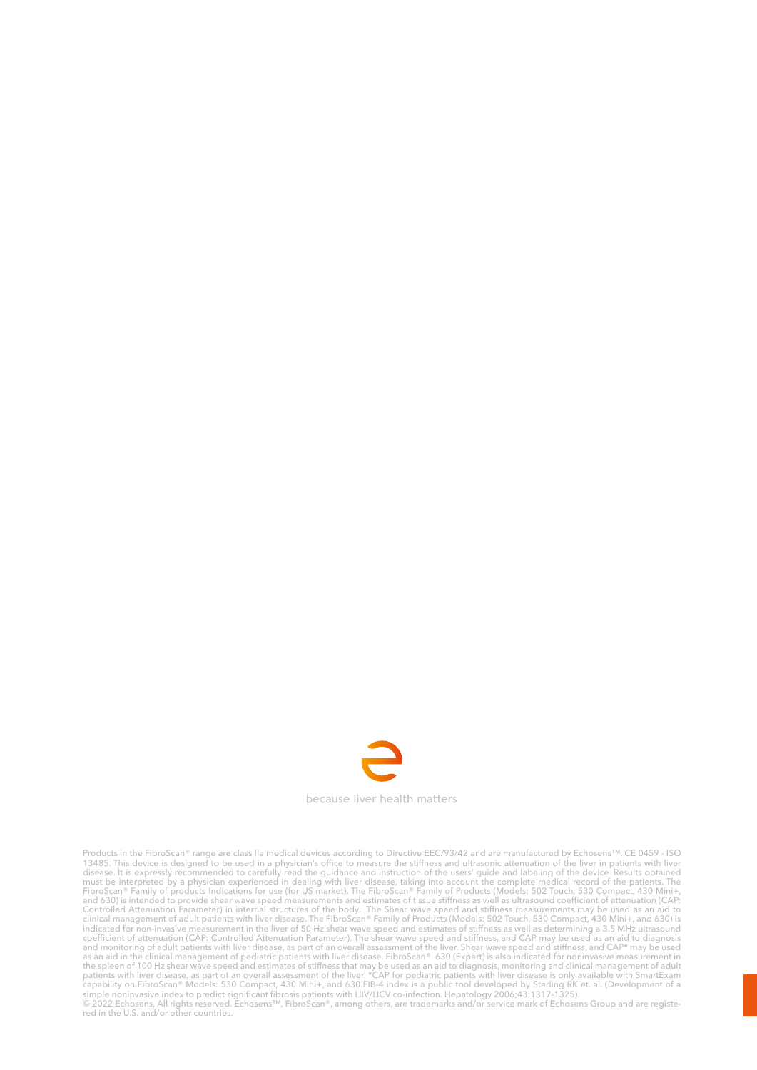because liver health matters

Products in the FibroScan® range are class IIa medical devices according to Directive EEC/93/42 and are manufactured by Echosens™. CE 0459 - ISO 13485. This device is designed to be used in a physician's office to measure the stiffness and ultrasonic attenuation of the liver in patients with liver disease. It is expressly recommended to carefully read the guidance and instruction of the users' guide and labeling of the device. Results obtained must be interpreted by a physician experienced in dealing with liver disease, taking into account the complete medical record of the patients. The FibroScan® Family of products Indications for use (for US market). The FibroScan® Family of Products (Models: 502 Touch, 530 Compact, 430 Mini+, and 630) is intended to provide shear wave speed measurements and estimates of tissue stiffness as well as ultrasound coefficient of attenuation (CAP: Controlled Attenuation Parameter) in internal structures of the body. The Shear wave speed and stiffness measurements may be used as an aid to clinical management of adult patients with liver disease. The FibroScan® Family of Products (Models: 502 Touch, 530 Compact, 430 Mini+, and 630) is indicated for non-invasive measurement in the liver of 50 Hz shear wave speed and estimates of stiffness as well as determining a 3.5 MHz ultrasound coefficient of attenuation (CAP: Controlled Attenuation Parameter). The shear wave speed and stiffness, and CAP may be used as an aid to diagnosis and monitoring of adult patients with liver disease, as part of an overall assessment of the liver. Shear wave speed and stiffness, and CAP* may be used as an aid in the clinical management of pediatric patients with liver disease. FibroScan® 630 (Expert) is also indicated for noninvasive measurement in the spleen of 100 Hz shear wave speed and estimates of stiffness that may be used as an aid to diagnosis, monitoring and clinical management of adult patients with liver disease, as part of an overall assessment of the liver. *CAP for pediatric patients with liver disease is only available with SmartExam capability on FibroScan® Models: 530 Compact, 430 Mini+, and 630.FIB-4 index is a public tool developed by Sterling RK et. al. (Development of a simple noninvasive index to predict significant fibrosis patients with HIV/HCV co-infection. Hepatology 2006;43:1317-1325).

© 2022 Echosens, All rights reserved. Echosens™, FibroScan®, among others, are trademarks and/or service mark of Echosens Group and are registered in the U.S. and/or other countries.